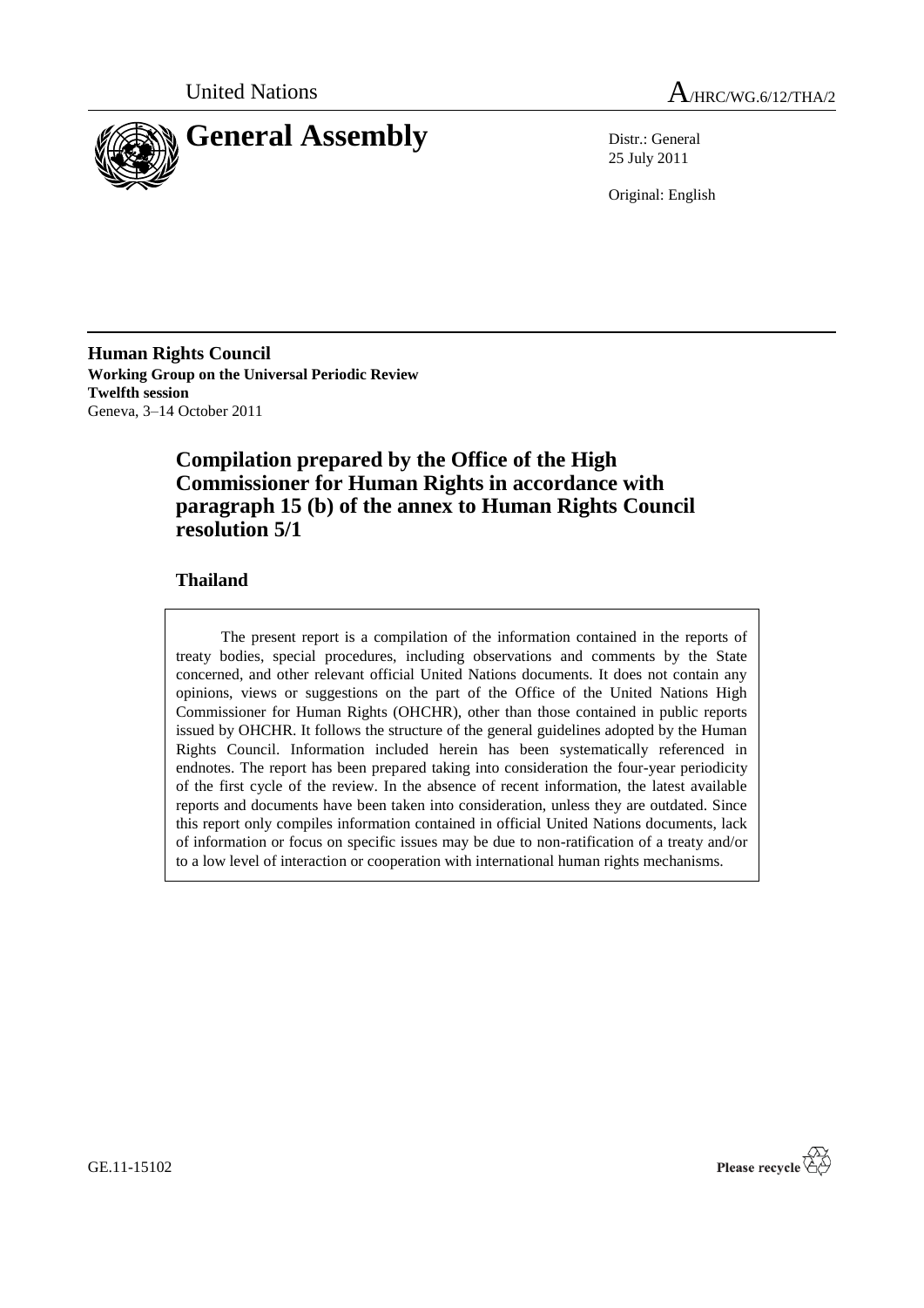United Nations

# A/HRC/WG.6/12/THA/2

# General Assembly

Distr.: General
25 July 2011

Original: English

**Human Rights Council**
**Working Group on the Universal Periodic Review**
**Twelfth session**
Geneva, 3–14 October 2011

## Compilation prepared by the Office of the High Commissioner for Human Rights in accordance with paragraph 15 (b) of the annex to Human Rights Council resolution 5/1

### Thailand

The present report is a compilation of the information contained in the reports of treaty bodies, special procedures, including observations and comments by the State concerned, and other relevant official United Nations documents. It does not contain any opinions, views or suggestions on the part of the Office of the United Nations High Commissioner for Human Rights (OHCHR), other than those contained in public reports issued by OHCHR. It follows the structure of the general guidelines adopted by the Human Rights Council. Information included herein has been systematically referenced in endnotes. The report has been prepared taking into consideration the four-year periodicity of the first cycle of the review. In the absence of recent information, the latest available reports and documents have been taken into consideration, unless they are outdated. Since this report only compiles information contained in official United Nations documents, lack of information or focus on specific issues may be due to non-ratification of a treaty and/or to a low level of interaction or cooperation with international human rights mechanisms.

GE.11-15102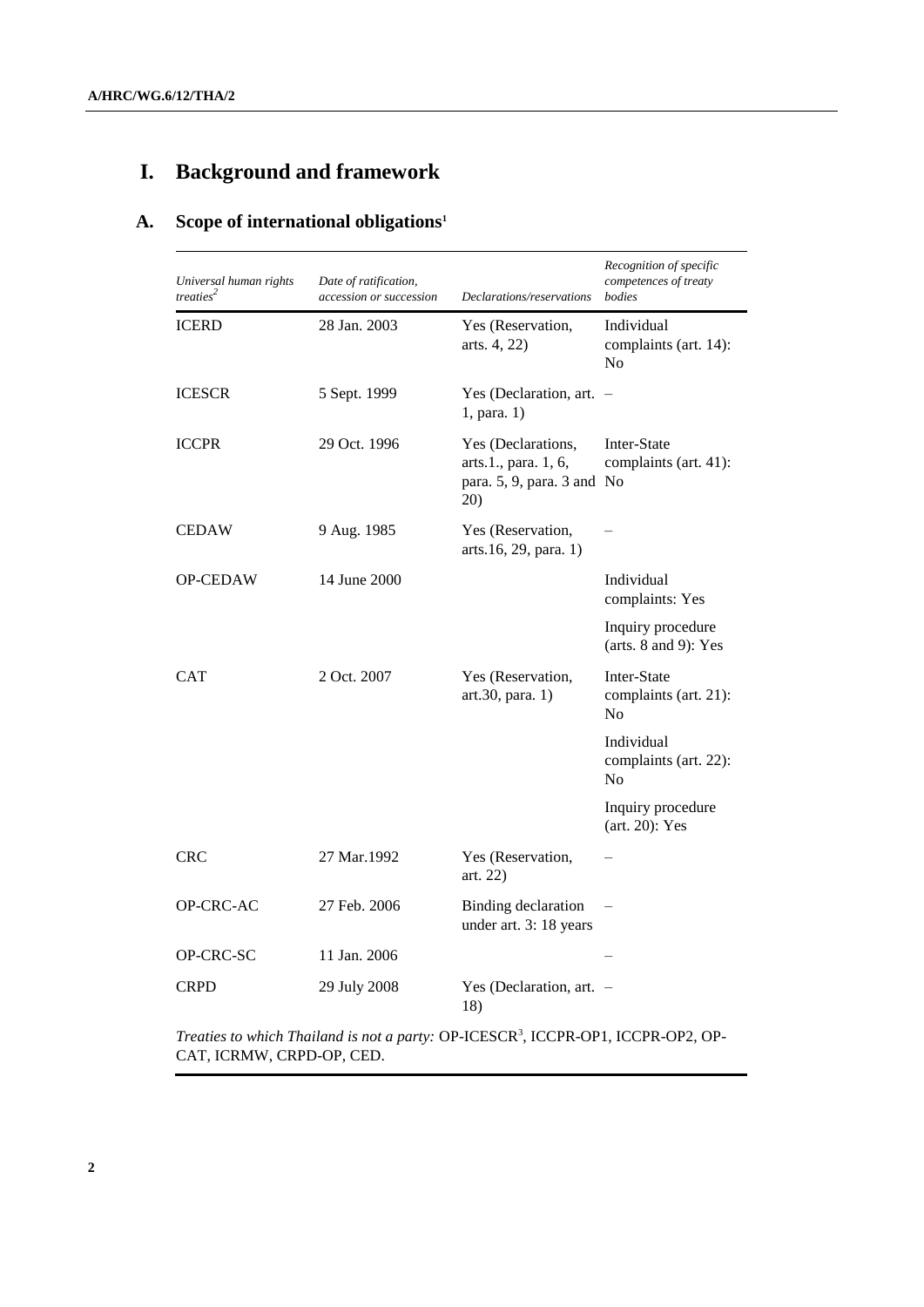# I. Background and framework

## A. Scope of international obligations[1]

| Universal human rights treaties[2] | Date of ratification, accession or succession | Declarations/reservations | Recognition of specific competences of treaty bodies |
|---|---|---|---|
| ICERD | 28 Jan. 2003 | Yes (Reservation, arts. 4, 22) | Individual complaints (art. 14): No |
| ICESCR | 5 Sept. 1999 | Yes (Declaration, art. 1, para. 1) | – |
| ICCPR | 29 Oct. 1996 | Yes (Declarations, arts.1., para. 1, 6, para. 5, 9, para. 3 and 20) | Inter-State complaints (art. 41): No |
| CEDAW | 9 Aug. 1985 | Yes (Reservation, arts.16, 29, para. 1) | – |
| OP-CEDAW | 14 June 2000 | | Individual complaints: Yes |
| | | | Inquiry procedure (arts. 8 and 9): Yes |
| CAT | 2 Oct. 2007 | Yes (Reservation, art.30, para. 1) | Inter-State complaints (art. 21): No |
| | | | Individual complaints (art. 22): No |
| | | | Inquiry procedure (art. 20): Yes |
| CRC | 27 Mar.1992 | Yes (Reservation, art. 22) | – |
| OP-CRC-AC | 27 Feb. 2006 | Binding declaration under art. 3: 18 years | – |
| OP-CRC-SC | 11 Jan. 2006 | | – |
| CRPD | 29 July 2008 | Yes (Declaration, art. 18) | – |

*Treaties to which Thailand is not a party:* OP-ICESCR[3], ICCPR-OP1, ICCPR-OP2, OP-CAT, ICRMW, CRPD-OP, CED.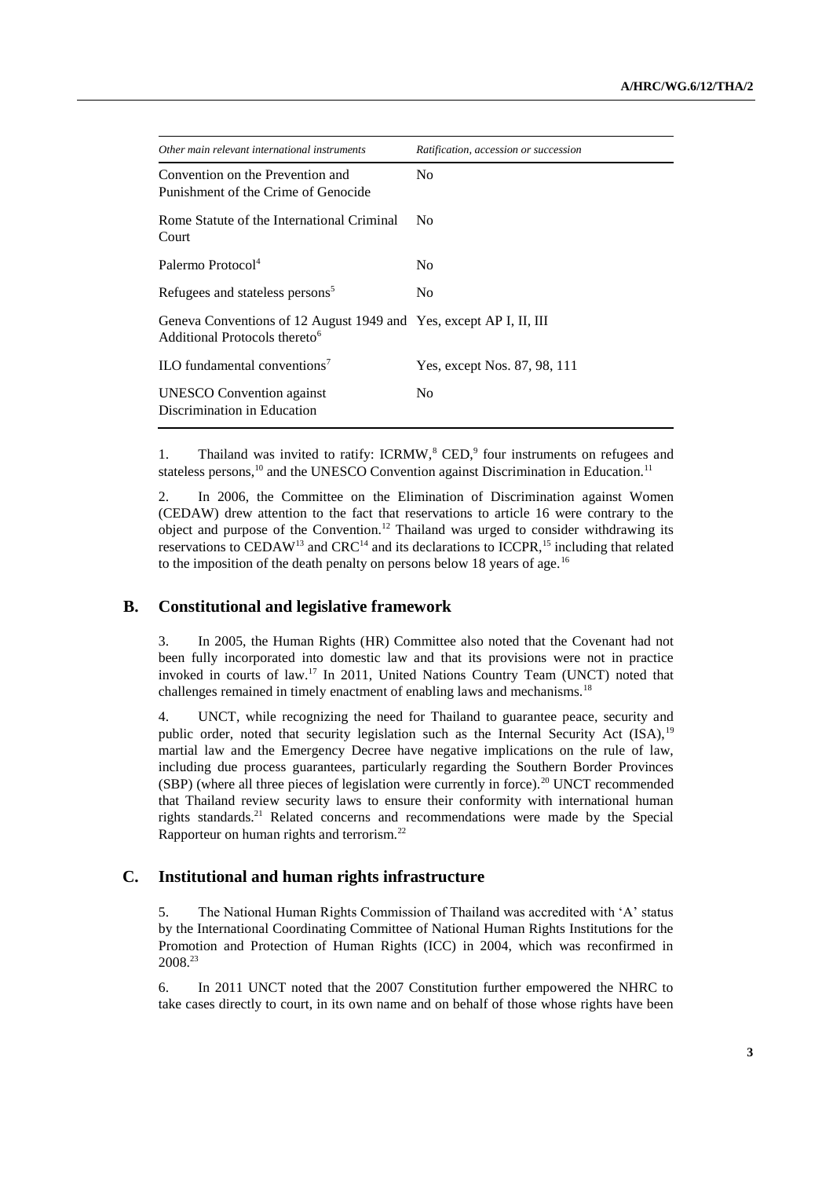| *Other main relevant international instruments* | *Ratification, accession or succession* |
|---|---|
| Convention on the Prevention and Punishment of the Crime of Genocide | No |
| Rome Statute of the International Criminal Court | No |
| Palermo Protocol[4] | No |
| Refugees and stateless persons[5] | No |
| Geneva Conventions of 12 August 1949 and Additional Protocols thereto[6] | Yes, except AP I, II, III |
| ILO fundamental conventions[7] | Yes, except Nos. 87, 98, 111 |
| UNESCO Convention against Discrimination in Education | No |

1. Thailand was invited to ratify: ICRMW,[8] CED,[9] four instruments on refugees and stateless persons,[10] and the UNESCO Convention against Discrimination in Education.[11]

2. In 2006, the Committee on the Elimination of Discrimination against Women (CEDAW) drew attention to the fact that reservations to article 16 were contrary to the object and purpose of the Convention.[12] Thailand was urged to consider withdrawing its reservations to CEDAW[13] and CRC[14] and its declarations to ICCPR,[15] including that related to the imposition of the death penalty on persons below 18 years of age.[16]

## B. Constitutional and legislative framework

3. In 2005, the Human Rights (HR) Committee also noted that the Covenant had not been fully incorporated into domestic law and that its provisions were not in practice invoked in courts of law.[17] In 2011, United Nations Country Team (UNCT) noted that challenges remained in timely enactment of enabling laws and mechanisms.[18]

4. UNCT, while recognizing the need for Thailand to guarantee peace, security and public order, noted that security legislation such as the Internal Security Act (ISA),[19] martial law and the Emergency Decree have negative implications on the rule of law, including due process guarantees, particularly regarding the Southern Border Provinces (SBP) (where all three pieces of legislation were currently in force).[20] UNCT recommended that Thailand review security laws to ensure their conformity with international human rights standards.[21] Related concerns and recommendations were made by the Special Rapporteur on human rights and terrorism.[22]

## C. Institutional and human rights infrastructure

5. The National Human Rights Commission of Thailand was accredited with 'A' status by the International Coordinating Committee of National Human Rights Institutions for the Promotion and Protection of Human Rights (ICC) in 2004, which was reconfirmed in 2008.[23]

6. In 2011 UNCT noted that the 2007 Constitution further empowered the NHRC to take cases directly to court, in its own name and on behalf of those whose rights have been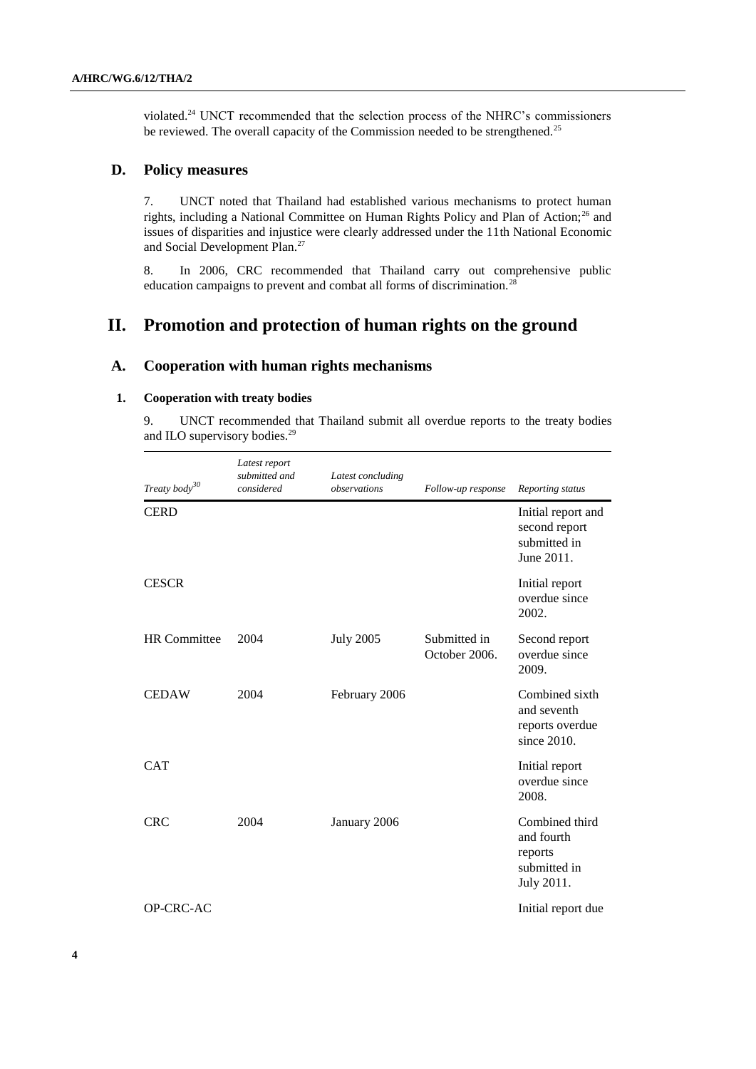violated.[24] UNCT recommended that the selection process of the NHRC's commissioners be reviewed. The overall capacity of the Commission needed to be strengthened.[25]

## D. Policy measures

7. UNCT noted that Thailand had established various mechanisms to protect human rights, including a National Committee on Human Rights Policy and Plan of Action;[26] and issues of disparities and injustice were clearly addressed under the 11th National Economic and Social Development Plan.[27]

8. In 2006, CRC recommended that Thailand carry out comprehensive public education campaigns to prevent and combat all forms of discrimination.[28]

# II. Promotion and protection of human rights on the ground

## A. Cooperation with human rights mechanisms

### 1. Cooperation with treaty bodies

9. UNCT recommended that Thailand submit all overdue reports to the treaty bodies and ILO supervisory bodies.[29]

| *Treaty body*[30] | *Latest report submitted and considered* | *Latest concluding observations* | *Follow-up response* | *Reporting status* |
|---|---|---|---|---|
| CERD | | | | Initial report and second report submitted in June 2011. |
| CESCR | | | | Initial report overdue since 2002. |
| HR Committee | 2004 | July 2005 | Submitted in October 2006. | Second report overdue since 2009. |
| CEDAW | 2004 | February 2006 | | Combined sixth and seventh reports overdue since 2010. |
| CAT | | | | Initial report overdue since 2008. |
| CRC | 2004 | January 2006 | | Combined third and fourth reports submitted in July 2011. |
| OP-CRC-AC | | | | Initial report due |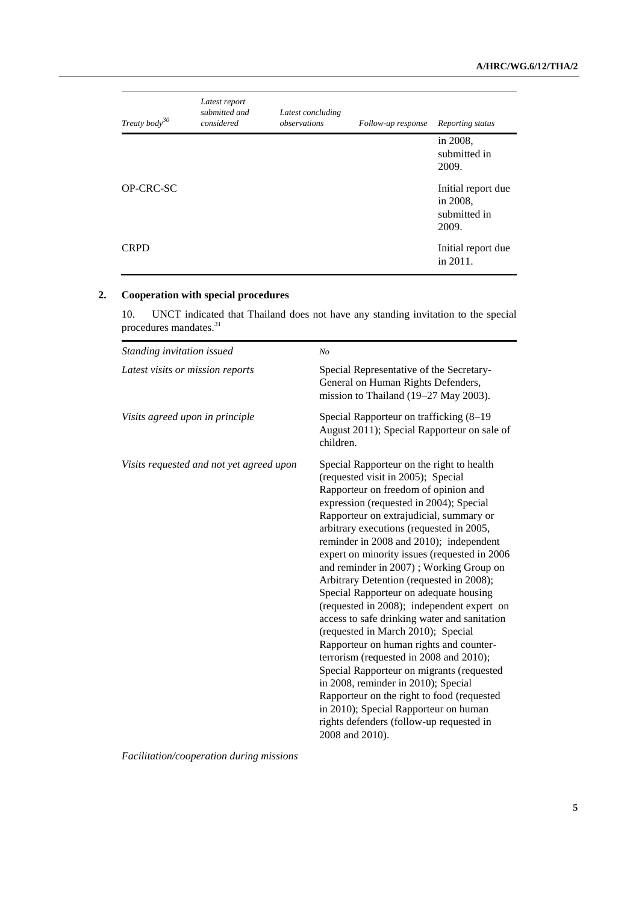| Treaty body[30] | Latest report submitted and considered | Latest concluding observations | Follow-up response | Reporting status |
|---|---|---|---|---|
| | | | | in 2008, submitted in 2009. |
| OP-CRC-SC | | | | Initial report due in 2008, submitted in 2009. |
| CRPD | | | | Initial report due in 2011. |

## 2. Cooperation with special procedures

10. UNCT indicated that Thailand does not have any standing invitation to the special procedures mandates.[31]

| | |
|---|---|
| *Standing invitation issued* | *No* |
| *Latest visits or mission reports* | Special Representative of the Secretary-General on Human Rights Defenders, mission to Thailand (19–27 May 2003). |
| *Visits agreed upon in principle* | Special Rapporteur on trafficking (8–19 August 2011); Special Rapporteur on sale of children. |
| *Visits requested and not yet agreed upon* | Special Rapporteur on the right to health (requested visit in 2005); Special Rapporteur on freedom of opinion and expression (requested in 2004); Special Rapporteur on extrajudicial, summary or arbitrary executions (requested in 2005, reminder in 2008 and 2010); independent expert on minority issues (requested in 2006 and reminder in 2007) ; Working Group on Arbitrary Detention (requested in 2008); Special Rapporteur on adequate housing (requested in 2008); independent expert on access to safe drinking water and sanitation (requested in March 2010); Special Rapporteur on human rights and counter-terrorism (requested in 2008 and 2010); Special Rapporteur on migrants (requested in 2008, reminder in 2010); Special Rapporteur on the right to food (requested in 2010); Special Rapporteur on human rights defenders (follow-up requested in 2008 and 2010). |
| *Facilitation/cooperation during missions* | |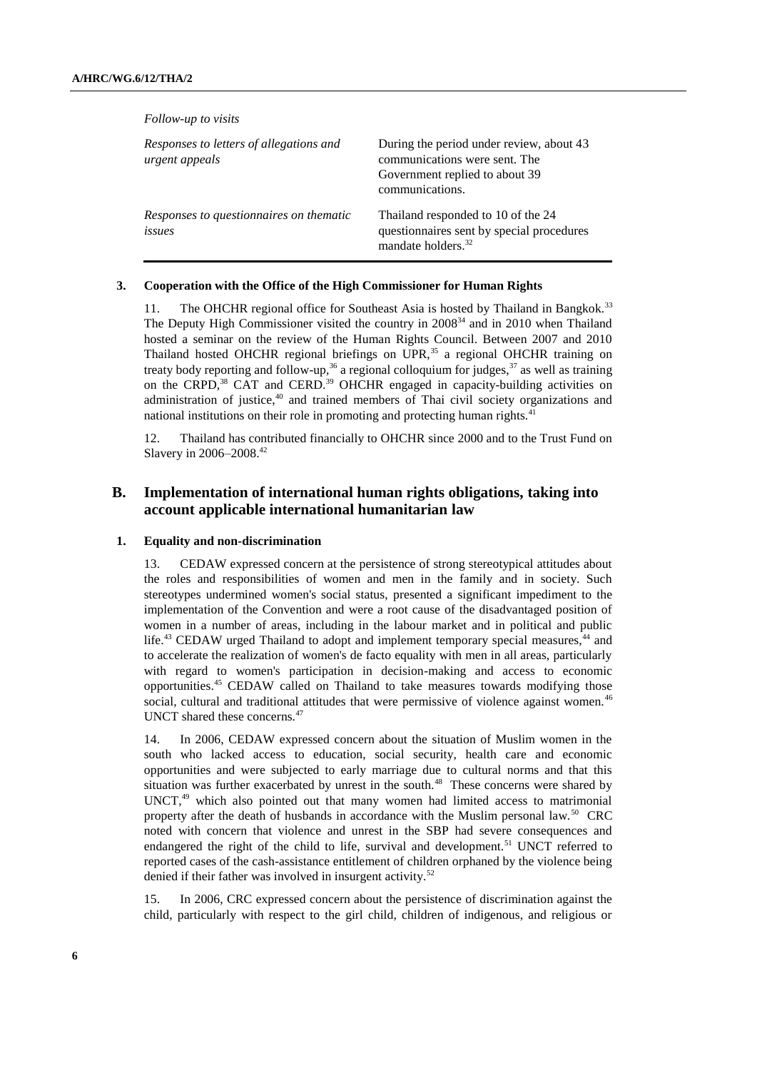*Follow-up to visits*

| | |
|---|---|
| *Responses to letters of allegations and urgent appeals* | During the period under review, about 43 communications were sent. The Government replied to about 39 communications. |
| *Responses to questionnaires on thematic issues* | Thailand responded to 10 of the 24 questionnaires sent by special procedures mandate holders.[32] |

### 3. Cooperation with the Office of the High Commissioner for Human Rights

11. The OHCHR regional office for Southeast Asia is hosted by Thailand in Bangkok.[33] The Deputy High Commissioner visited the country in 2008[34] and in 2010 when Thailand hosted a seminar on the review of the Human Rights Council. Between 2007 and 2010 Thailand hosted OHCHR regional briefings on UPR,[35] a regional OHCHR training on treaty body reporting and follow-up,[36] a regional colloquium for judges,[37] as well as training on the CRPD,[38] CAT and CERD.[39] OHCHR engaged in capacity-building activities on administration of justice,[40] and trained members of Thai civil society organizations and national institutions on their role in promoting and protecting human rights.[41]

12. Thailand has contributed financially to OHCHR since 2000 and to the Trust Fund on Slavery in 2006–2008.[42]

## B. Implementation of international human rights obligations, taking into account applicable international humanitarian law

### 1. Equality and non-discrimination

13. CEDAW expressed concern at the persistence of strong stereotypical attitudes about the roles and responsibilities of women and men in the family and in society. Such stereotypes undermined women's social status, presented a significant impediment to the implementation of the Convention and were a root cause of the disadvantaged position of women in a number of areas, including in the labour market and in political and public life.[43] CEDAW urged Thailand to adopt and implement temporary special measures,[44] and to accelerate the realization of women's de facto equality with men in all areas, particularly with regard to women's participation in decision-making and access to economic opportunities.[45] CEDAW called on Thailand to take measures towards modifying those social, cultural and traditional attitudes that were permissive of violence against women.[46] UNCT shared these concerns.[47]

14. In 2006, CEDAW expressed concern about the situation of Muslim women in the south who lacked access to education, social security, health care and economic opportunities and were subjected to early marriage due to cultural norms and that this situation was further exacerbated by unrest in the south.[48] These concerns were shared by UNCT,[49] which also pointed out that many women had limited access to matrimonial property after the death of husbands in accordance with the Muslim personal law.[50] CRC noted with concern that violence and unrest in the SBP had severe consequences and endangered the right of the child to life, survival and development.[51] UNCT referred to reported cases of the cash-assistance entitlement of children orphaned by the violence being denied if their father was involved in insurgent activity.[52]

15. In 2006, CRC expressed concern about the persistence of discrimination against the child, particularly with respect to the girl child, children of indigenous, and religious or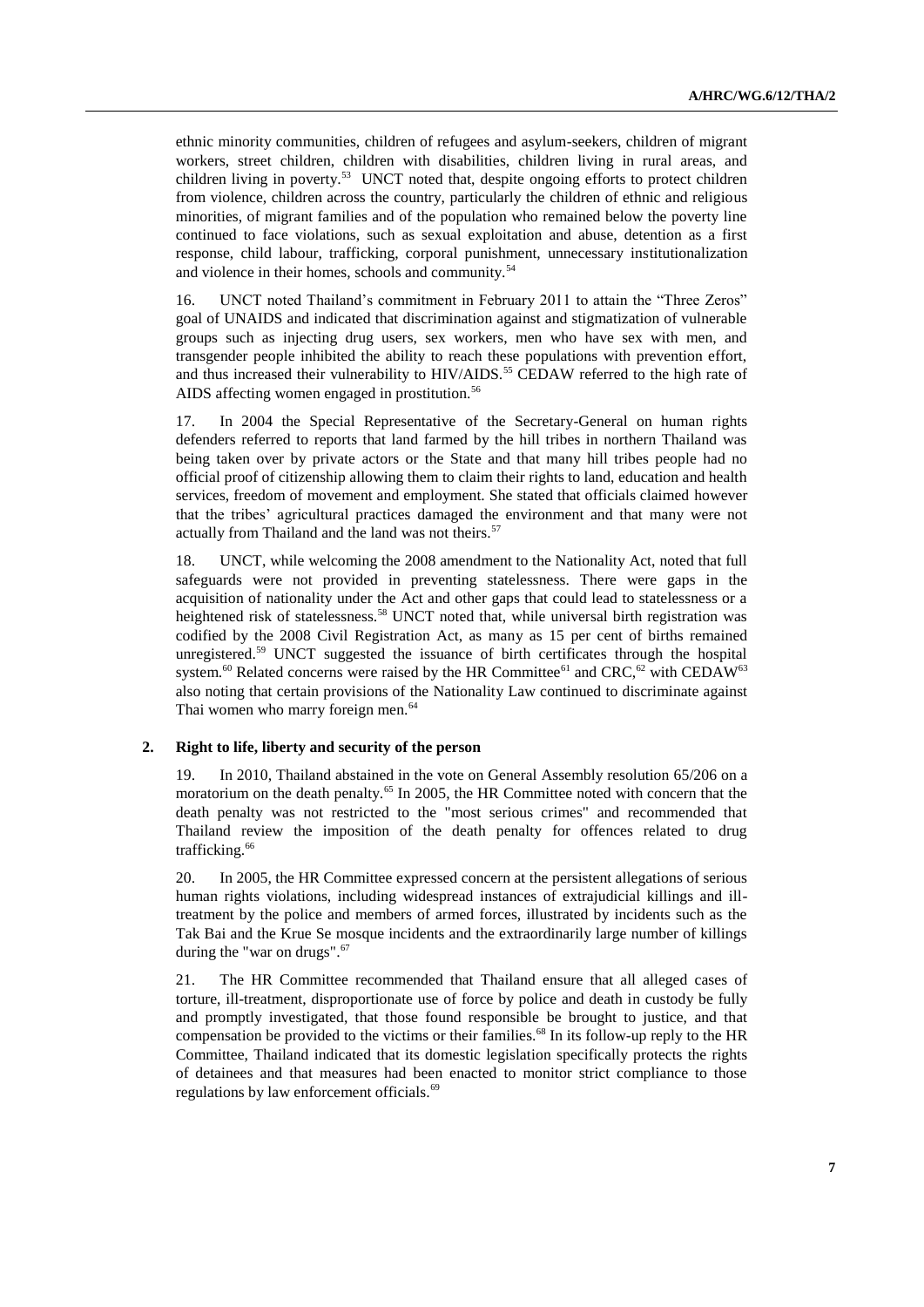ethnic minority communities, children of refugees and asylum-seekers, children of migrant workers, street children, children with disabilities, children living in rural areas, and children living in poverty.[53] UNCT noted that, despite ongoing efforts to protect children from violence, children across the country, particularly the children of ethnic and religious minorities, of migrant families and of the population who remained below the poverty line continued to face violations, such as sexual exploitation and abuse, detention as a first response, child labour, trafficking, corporal punishment, unnecessary institutionalization and violence in their homes, schools and community.[54]

16. UNCT noted Thailand's commitment in February 2011 to attain the "Three Zeros" goal of UNAIDS and indicated that discrimination against and stigmatization of vulnerable groups such as injecting drug users, sex workers, men who have sex with men, and transgender people inhibited the ability to reach these populations with prevention effort, and thus increased their vulnerability to HIV/AIDS.[55] CEDAW referred to the high rate of AIDS affecting women engaged in prostitution.[56]

17. In 2004 the Special Representative of the Secretary-General on human rights defenders referred to reports that land farmed by the hill tribes in northern Thailand was being taken over by private actors or the State and that many hill tribes people had no official proof of citizenship allowing them to claim their rights to land, education and health services, freedom of movement and employment. She stated that officials claimed however that the tribes' agricultural practices damaged the environment and that many were not actually from Thailand and the land was not theirs.[57]

18. UNCT, while welcoming the 2008 amendment to the Nationality Act, noted that full safeguards were not provided in preventing statelessness. There were gaps in the acquisition of nationality under the Act and other gaps that could lead to statelessness or a heightened risk of statelessness.[58] UNCT noted that, while universal birth registration was codified by the 2008 Civil Registration Act, as many as 15 per cent of births remained unregistered.[59] UNCT suggested the issuance of birth certificates through the hospital system.[60] Related concerns were raised by the HR Committee[61] and CRC,[62] with CEDAW[63] also noting that certain provisions of the Nationality Law continued to discriminate against Thai women who marry foreign men.[64]

### 2. Right to life, liberty and security of the person

19. In 2010, Thailand abstained in the vote on General Assembly resolution 65/206 on a moratorium on the death penalty.[65] In 2005, the HR Committee noted with concern that the death penalty was not restricted to the "most serious crimes" and recommended that Thailand review the imposition of the death penalty for offences related to drug trafficking.[66]

20. In 2005, the HR Committee expressed concern at the persistent allegations of serious human rights violations, including widespread instances of extrajudicial killings and ill-treatment by the police and members of armed forces, illustrated by incidents such as the Tak Bai and the Krue Se mosque incidents and the extraordinarily large number of killings during the "war on drugs".[67]

21. The HR Committee recommended that Thailand ensure that all alleged cases of torture, ill-treatment, disproportionate use of force by police and death in custody be fully and promptly investigated, that those found responsible be brought to justice, and that compensation be provided to the victims or their families.[68] In its follow-up reply to the HR Committee, Thailand indicated that its domestic legislation specifically protects the rights of detainees and that measures had been enacted to monitor strict compliance to those regulations by law enforcement officials.[69]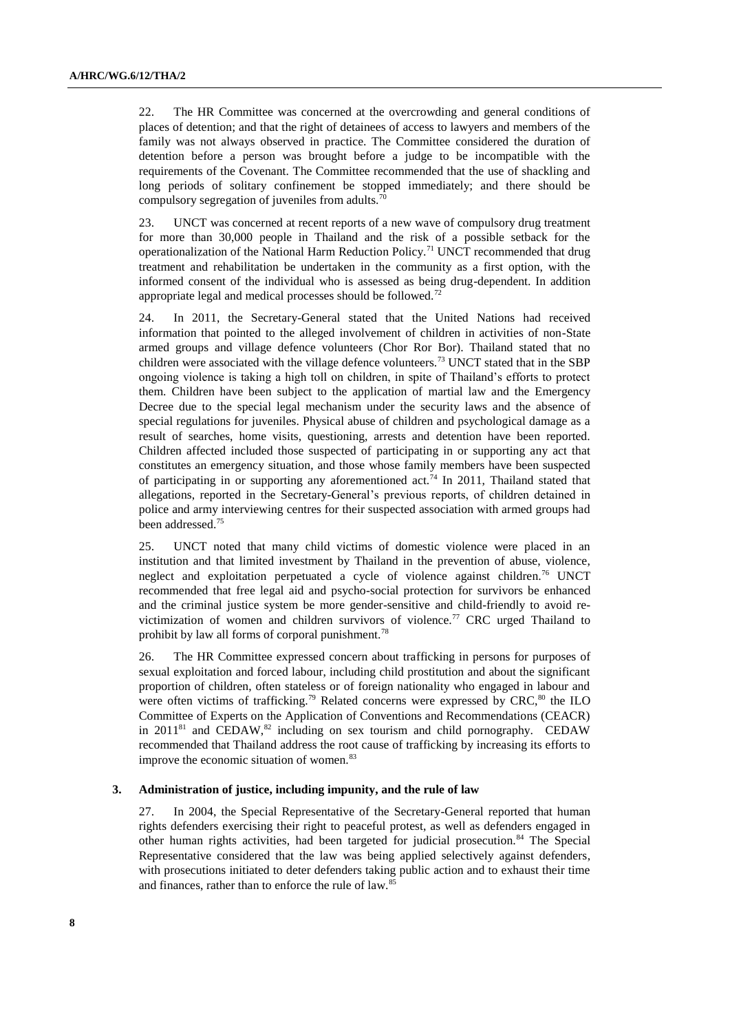22. The HR Committee was concerned at the overcrowding and general conditions of places of detention; and that the right of detainees of access to lawyers and members of the family was not always observed in practice. The Committee considered the duration of detention before a person was brought before a judge to be incompatible with the requirements of the Covenant. The Committee recommended that the use of shackling and long periods of solitary confinement be stopped immediately; and there should be compulsory segregation of juveniles from adults.[70]

23. UNCT was concerned at recent reports of a new wave of compulsory drug treatment for more than 30,000 people in Thailand and the risk of a possible setback for the operationalization of the National Harm Reduction Policy.[71] UNCT recommended that drug treatment and rehabilitation be undertaken in the community as a first option, with the informed consent of the individual who is assessed as being drug-dependent. In addition appropriate legal and medical processes should be followed.[72]

24. In 2011, the Secretary-General stated that the United Nations had received information that pointed to the alleged involvement of children in activities of non-State armed groups and village defence volunteers (Chor Ror Bor). Thailand stated that no children were associated with the village defence volunteers.[73] UNCT stated that in the SBP ongoing violence is taking a high toll on children, in spite of Thailand's efforts to protect them. Children have been subject to the application of martial law and the Emergency Decree due to the special legal mechanism under the security laws and the absence of special regulations for juveniles. Physical abuse of children and psychological damage as a result of searches, home visits, questioning, arrests and detention have been reported. Children affected included those suspected of participating in or supporting any act that constitutes an emergency situation, and those whose family members have been suspected of participating in or supporting any aforementioned act.[74] In 2011, Thailand stated that allegations, reported in the Secretary-General's previous reports, of children detained in police and army interviewing centres for their suspected association with armed groups had been addressed.[75]

25. UNCT noted that many child victims of domestic violence were placed in an institution and that limited investment by Thailand in the prevention of abuse, violence, neglect and exploitation perpetuated a cycle of violence against children.[76] UNCT recommended that free legal aid and psycho-social protection for survivors be enhanced and the criminal justice system be more gender-sensitive and child-friendly to avoid re-victimization of women and children survivors of violence.[77] CRC urged Thailand to prohibit by law all forms of corporal punishment.[78]

26. The HR Committee expressed concern about trafficking in persons for purposes of sexual exploitation and forced labour, including child prostitution and about the significant proportion of children, often stateless or of foreign nationality who engaged in labour and were often victims of trafficking.[79] Related concerns were expressed by CRC,[80] the ILO Committee of Experts on the Application of Conventions and Recommendations (CEACR) in 2011[81] and CEDAW,[82] including on sex tourism and child pornography. CEDAW recommended that Thailand address the root cause of trafficking by increasing its efforts to improve the economic situation of women.[83]

### 3. Administration of justice, including impunity, and the rule of law

27. In 2004, the Special Representative of the Secretary-General reported that human rights defenders exercising their right to peaceful protest, as well as defenders engaged in other human rights activities, had been targeted for judicial prosecution.[84] The Special Representative considered that the law was being applied selectively against defenders, with prosecutions initiated to deter defenders taking public action and to exhaust their time and finances, rather than to enforce the rule of law.[85]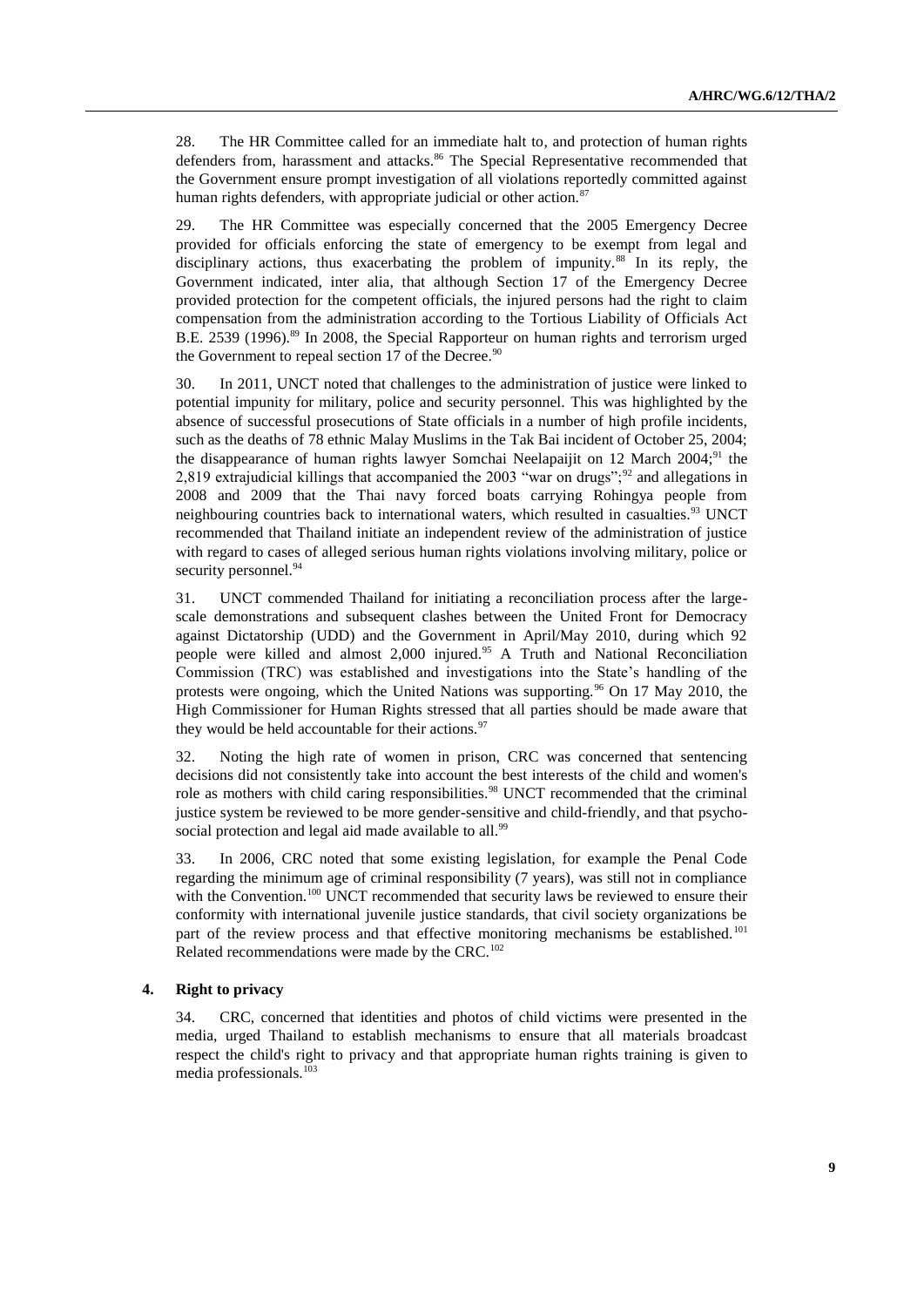28. The HR Committee called for an immediate halt to, and protection of human rights defenders from, harassment and attacks.[86] The Special Representative recommended that the Government ensure prompt investigation of all violations reportedly committed against human rights defenders, with appropriate judicial or other action.[87]

29. The HR Committee was especially concerned that the 2005 Emergency Decree provided for officials enforcing the state of emergency to be exempt from legal and disciplinary actions, thus exacerbating the problem of impunity.[88] In its reply, the Government indicated, inter alia, that although Section 17 of the Emergency Decree provided protection for the competent officials, the injured persons had the right to claim compensation from the administration according to the Tortious Liability of Officials Act B.E. 2539 (1996).[89] In 2008, the Special Rapporteur on human rights and terrorism urged the Government to repeal section 17 of the Decree.[90]

30. In 2011, UNCT noted that challenges to the administration of justice were linked to potential impunity for military, police and security personnel. This was highlighted by the absence of successful prosecutions of State officials in a number of high profile incidents, such as the deaths of 78 ethnic Malay Muslims in the Tak Bai incident of October 25, 2004; the disappearance of human rights lawyer Somchai Neelapaijit on 12 March 2004;[91] the 2,819 extrajudicial killings that accompanied the 2003 "war on drugs";[92] and allegations in 2008 and 2009 that the Thai navy forced boats carrying Rohingya people from neighbouring countries back to international waters, which resulted in casualties.[93] UNCT recommended that Thailand initiate an independent review of the administration of justice with regard to cases of alleged serious human rights violations involving military, police or security personnel.[94]

31. UNCT commended Thailand for initiating a reconciliation process after the large-scale demonstrations and subsequent clashes between the United Front for Democracy against Dictatorship (UDD) and the Government in April/May 2010, during which 92 people were killed and almost 2,000 injured.[95] A Truth and National Reconciliation Commission (TRC) was established and investigations into the State's handling of the protests were ongoing, which the United Nations was supporting.[96] On 17 May 2010, the High Commissioner for Human Rights stressed that all parties should be made aware that they would be held accountable for their actions.[97]

32. Noting the high rate of women in prison, CRC was concerned that sentencing decisions did not consistently take into account the best interests of the child and women's role as mothers with child caring responsibilities.[98] UNCT recommended that the criminal justice system be reviewed to be more gender-sensitive and child-friendly, and that psycho-social protection and legal aid made available to all.[99]

33. In 2006, CRC noted that some existing legislation, for example the Penal Code regarding the minimum age of criminal responsibility (7 years), was still not in compliance with the Convention.[100] UNCT recommended that security laws be reviewed to ensure their conformity with international juvenile justice standards, that civil society organizations be part of the review process and that effective monitoring mechanisms be established.[101] Related recommendations were made by the CRC.[102]

### 4. Right to privacy

34. CRC, concerned that identities and photos of child victims were presented in the media, urged Thailand to establish mechanisms to ensure that all materials broadcast respect the child's right to privacy and that appropriate human rights training is given to media professionals.[103]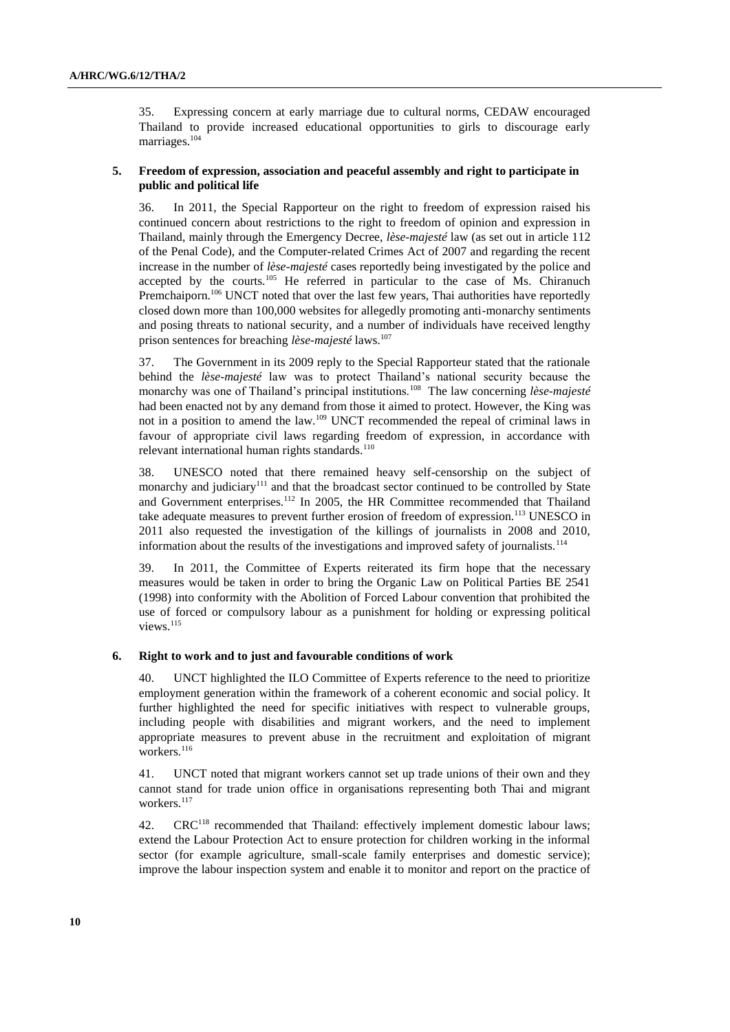35. Expressing concern at early marriage due to cultural norms, CEDAW encouraged Thailand to provide increased educational opportunities to girls to discourage early marriages.[104]

### 5. Freedom of expression, association and peaceful assembly and right to participate in public and political life

36. In 2011, the Special Rapporteur on the right to freedom of expression raised his continued concern about restrictions to the right to freedom of opinion and expression in Thailand, mainly through the Emergency Decree, *lèse-majesté* law (as set out in article 112 of the Penal Code), and the Computer-related Crimes Act of 2007 and regarding the recent increase in the number of *lèse-majesté* cases reportedly being investigated by the police and accepted by the courts.[105] He referred in particular to the case of Ms. Chiranuch Premchaiporn.[106] UNCT noted that over the last few years, Thai authorities have reportedly closed down more than 100,000 websites for allegedly promoting anti-monarchy sentiments and posing threats to national security, and a number of individuals have received lengthy prison sentences for breaching *lèse-majesté* laws.[107]

37. The Government in its 2009 reply to the Special Rapporteur stated that the rationale behind the *lèse-majesté* law was to protect Thailand's national security because the monarchy was one of Thailand's principal institutions.[108] The law concerning *lèse-majesté* had been enacted not by any demand from those it aimed to protect. However, the King was not in a position to amend the law.[109] UNCT recommended the repeal of criminal laws in favour of appropriate civil laws regarding freedom of expression, in accordance with relevant international human rights standards.[110]

38. UNESCO noted that there remained heavy self-censorship on the subject of monarchy and judiciary[111] and that the broadcast sector continued to be controlled by State and Government enterprises.[112] In 2005, the HR Committee recommended that Thailand take adequate measures to prevent further erosion of freedom of expression.[113] UNESCO in 2011 also requested the investigation of the killings of journalists in 2008 and 2010, information about the results of the investigations and improved safety of journalists.[114]

39. In 2011, the Committee of Experts reiterated its firm hope that the necessary measures would be taken in order to bring the Organic Law on Political Parties BE 2541 (1998) into conformity with the Abolition of Forced Labour convention that prohibited the use of forced or compulsory labour as a punishment for holding or expressing political views.[115]

### 6. Right to work and to just and favourable conditions of work

40. UNCT highlighted the ILO Committee of Experts reference to the need to prioritize employment generation within the framework of a coherent economic and social policy. It further highlighted the need for specific initiatives with respect to vulnerable groups, including people with disabilities and migrant workers, and the need to implement appropriate measures to prevent abuse in the recruitment and exploitation of migrant workers.[116]

41. UNCT noted that migrant workers cannot set up trade unions of their own and they cannot stand for trade union office in organisations representing both Thai and migrant workers.[117]

42. CRC[118] recommended that Thailand: effectively implement domestic labour laws; extend the Labour Protection Act to ensure protection for children working in the informal sector (for example agriculture, small-scale family enterprises and domestic service); improve the labour inspection system and enable it to monitor and report on the practice of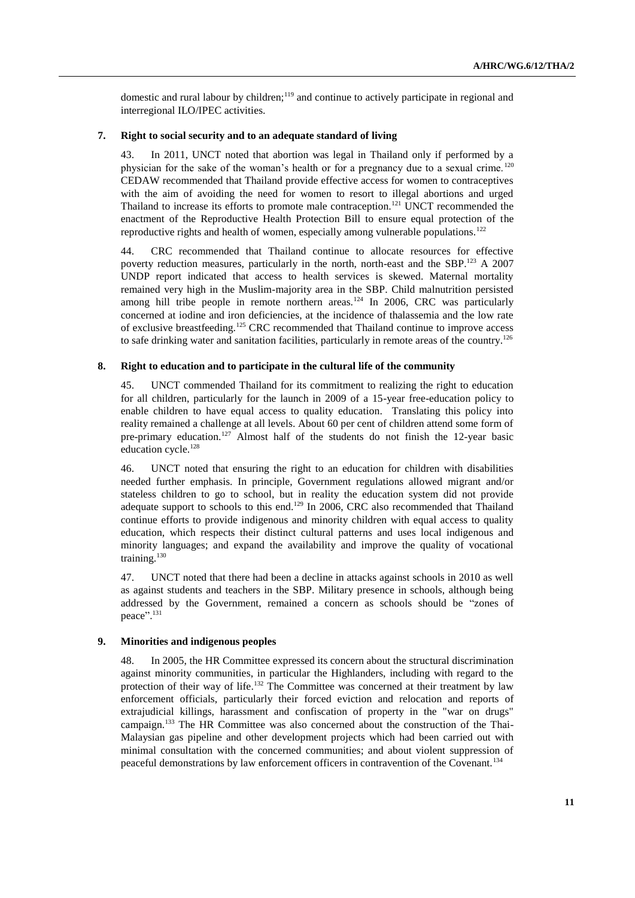domestic and rural labour by children;[119] and continue to actively participate in regional and interregional ILO/IPEC activities.

### 7. Right to social security and to an adequate standard of living

43. In 2011, UNCT noted that abortion was legal in Thailand only if performed by a physician for the sake of the woman's health or for a pregnancy due to a sexual crime.[120] CEDAW recommended that Thailand provide effective access for women to contraceptives with the aim of avoiding the need for women to resort to illegal abortions and urged Thailand to increase its efforts to promote male contraception.[121] UNCT recommended the enactment of the Reproductive Health Protection Bill to ensure equal protection of the reproductive rights and health of women, especially among vulnerable populations.[122]

44. CRC recommended that Thailand continue to allocate resources for effective poverty reduction measures, particularly in the north, north-east and the SBP.[123] A 2007 UNDP report indicated that access to health services is skewed. Maternal mortality remained very high in the Muslim-majority area in the SBP. Child malnutrition persisted among hill tribe people in remote northern areas.[124] In 2006, CRC was particularly concerned at iodine and iron deficiencies, at the incidence of thalassemia and the low rate of exclusive breastfeeding.[125] CRC recommended that Thailand continue to improve access to safe drinking water and sanitation facilities, particularly in remote areas of the country.[126]

### 8. Right to education and to participate in the cultural life of the community

45. UNCT commended Thailand for its commitment to realizing the right to education for all children, particularly for the launch in 2009 of a 15-year free-education policy to enable children to have equal access to quality education. Translating this policy into reality remained a challenge at all levels. About 60 per cent of children attend some form of pre-primary education.[127] Almost half of the students do not finish the 12-year basic education cycle.[128]

46. UNCT noted that ensuring the right to an education for children with disabilities needed further emphasis. In principle, Government regulations allowed migrant and/or stateless children to go to school, but in reality the education system did not provide adequate support to schools to this end.[129] In 2006, CRC also recommended that Thailand continue efforts to provide indigenous and minority children with equal access to quality education, which respects their distinct cultural patterns and uses local indigenous and minority languages; and expand the availability and improve the quality of vocational training.[130]

47. UNCT noted that there had been a decline in attacks against schools in 2010 as well as against students and teachers in the SBP. Military presence in schools, although being addressed by the Government, remained a concern as schools should be "zones of peace".[131]

### 9. Minorities and indigenous peoples

48. In 2005, the HR Committee expressed its concern about the structural discrimination against minority communities, in particular the Highlanders, including with regard to the protection of their way of life.[132] The Committee was concerned at their treatment by law enforcement officials, particularly their forced eviction and relocation and reports of extrajudicial killings, harassment and confiscation of property in the "war on drugs" campaign.[133] The HR Committee was also concerned about the construction of the Thai-Malaysian gas pipeline and other development projects which had been carried out with minimal consultation with the concerned communities; and about violent suppression of peaceful demonstrations by law enforcement officers in contravention of the Covenant.[134]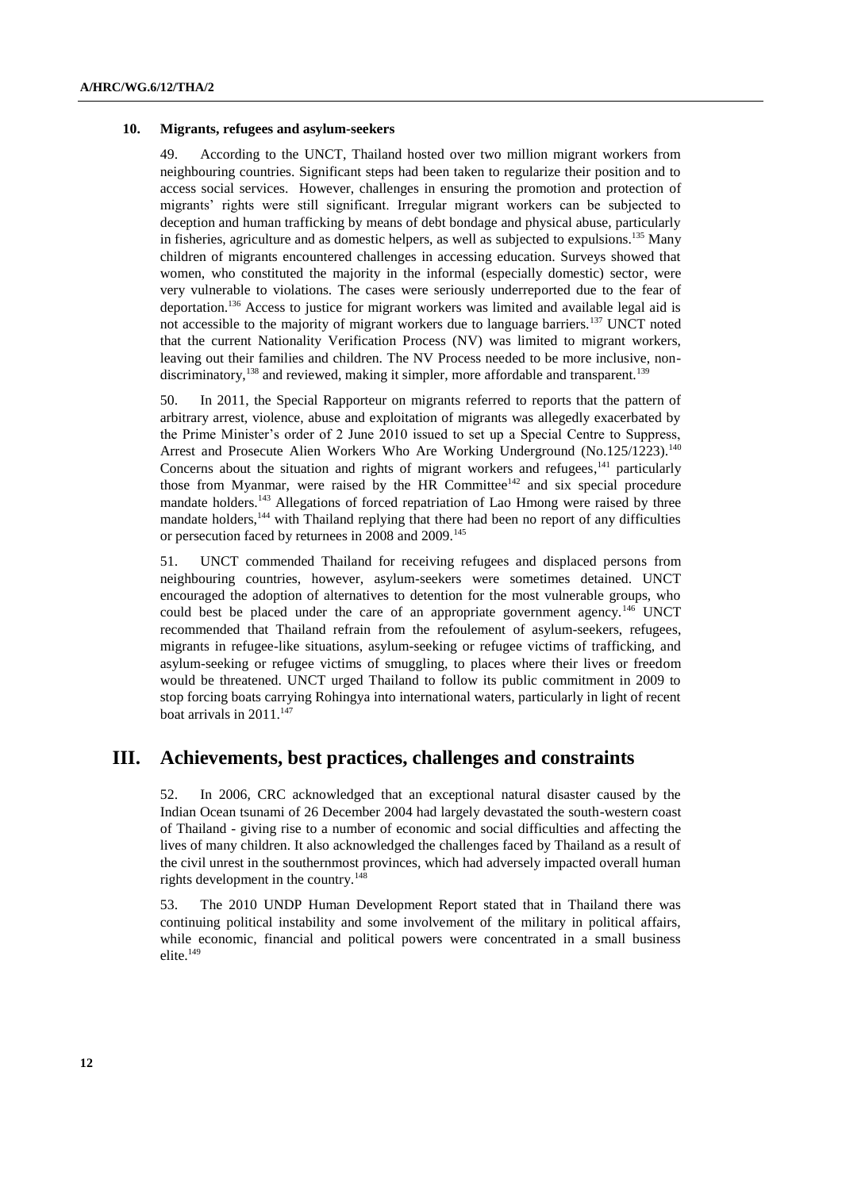### 10. Migrants, refugees and asylum-seekers

49. According to the UNCT, Thailand hosted over two million migrant workers from neighbouring countries. Significant steps had been taken to regularize their position and to access social services. However, challenges in ensuring the promotion and protection of migrants' rights were still significant. Irregular migrant workers can be subjected to deception and human trafficking by means of debt bondage and physical abuse, particularly in fisheries, agriculture and as domestic helpers, as well as subjected to expulsions.[135] Many children of migrants encountered challenges in accessing education. Surveys showed that women, who constituted the majority in the informal (especially domestic) sector, were very vulnerable to violations. The cases were seriously underreported due to the fear of deportation.[136] Access to justice for migrant workers was limited and available legal aid is not accessible to the majority of migrant workers due to language barriers.[137] UNCT noted that the current Nationality Verification Process (NV) was limited to migrant workers, leaving out their families and children. The NV Process needed to be more inclusive, non-discriminatory,[138] and reviewed, making it simpler, more affordable and transparent.[139]

50. In 2011, the Special Rapporteur on migrants referred to reports that the pattern of arbitrary arrest, violence, abuse and exploitation of migrants was allegedly exacerbated by the Prime Minister's order of 2 June 2010 issued to set up a Special Centre to Suppress, Arrest and Prosecute Alien Workers Who Are Working Underground (No.125/1223).[140] Concerns about the situation and rights of migrant workers and refugees,[141] particularly those from Myanmar, were raised by the HR Committee[142] and six special procedure mandate holders.[143] Allegations of forced repatriation of Lao Hmong were raised by three mandate holders,[144] with Thailand replying that there had been no report of any difficulties or persecution faced by returnees in 2008 and 2009.[145]

51. UNCT commended Thailand for receiving refugees and displaced persons from neighbouring countries, however, asylum-seekers were sometimes detained. UNCT encouraged the adoption of alternatives to detention for the most vulnerable groups, who could best be placed under the care of an appropriate government agency.[146] UNCT recommended that Thailand refrain from the refoulement of asylum-seekers, refugees, migrants in refugee-like situations, asylum-seeking or refugee victims of trafficking, and asylum-seeking or refugee victims of smuggling, to places where their lives or freedom would be threatened. UNCT urged Thailand to follow its public commitment in 2009 to stop forcing boats carrying Rohingya into international waters, particularly in light of recent boat arrivals in 2011.[147]

## III. Achievements, best practices, challenges and constraints

52. In 2006, CRC acknowledged that an exceptional natural disaster caused by the Indian Ocean tsunami of 26 December 2004 had largely devastated the south-western coast of Thailand - giving rise to a number of economic and social difficulties and affecting the lives of many children. It also acknowledged the challenges faced by Thailand as a result of the civil unrest in the southernmost provinces, which had adversely impacted overall human rights development in the country.[148]

53. The 2010 UNDP Human Development Report stated that in Thailand there was continuing political instability and some involvement of the military in political affairs, while economic, financial and political powers were concentrated in a small business elite.[149]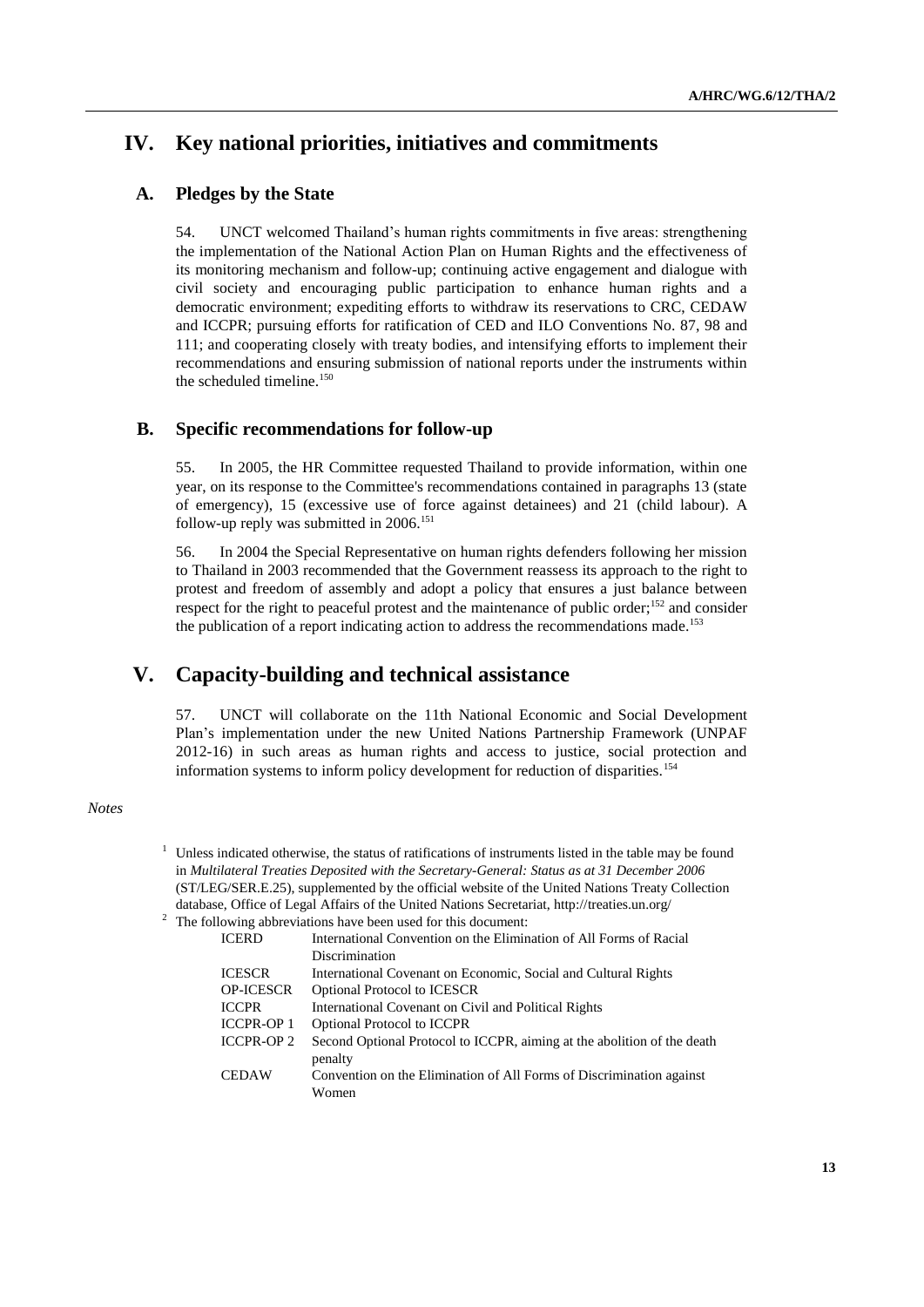# IV. Key national priorities, initiatives and commitments

## A. Pledges by the State

54. UNCT welcomed Thailand's human rights commitments in five areas: strengthening the implementation of the National Action Plan on Human Rights and the effectiveness of its monitoring mechanism and follow-up; continuing active engagement and dialogue with civil society and encouraging public participation to enhance human rights and a democratic environment; expediting efforts to withdraw its reservations to CRC, CEDAW and ICCPR; pursuing efforts for ratification of CED and ILO Conventions No. 87, 98 and 111; and cooperating closely with treaty bodies, and intensifying efforts to implement their recommendations and ensuring submission of national reports under the instruments within the scheduled timeline.[150]

## B. Specific recommendations for follow-up

55. In 2005, the HR Committee requested Thailand to provide information, within one year, on its response to the Committee's recommendations contained in paragraphs 13 (state of emergency), 15 (excessive use of force against detainees) and 21 (child labour). A follow-up reply was submitted in 2006.[151]

56. In 2004 the Special Representative on human rights defenders following her mission to Thailand in 2003 recommended that the Government reassess its approach to the right to protest and freedom of assembly and adopt a policy that ensures a just balance between respect for the right to peaceful protest and the maintenance of public order;[152] and consider the publication of a report indicating action to address the recommendations made.[153]

# V. Capacity-building and technical assistance

57. UNCT will collaborate on the 11th National Economic and Social Development Plan's implementation under the new United Nations Partnership Framework (UNPAF 2012-16) in such areas as human rights and access to justice, social protection and information systems to inform policy development for reduction of disparities.[154]

*Notes*

[1] Unless indicated otherwise, the status of ratifications of instruments listed in the table may be found in *Multilateral Treaties Deposited with the Secretary-General: Status as at 31 December 2006* (ST/LEG/SER.E.25), supplemented by the official website of the United Nations Treaty Collection database, Office of Legal Affairs of the United Nations Secretariat, http://treaties.un.org/

[2] The following abbreviations have been used for this document:

| | |
|---|---|
| ICERD | International Convention on the Elimination of All Forms of Racial Discrimination |
| ICESCR | International Covenant on Economic, Social and Cultural Rights |
| OP-ICESCR | Optional Protocol to ICESCR |
| ICCPR | International Covenant on Civil and Political Rights |
| ICCPR-OP 1 | Optional Protocol to ICCPR |
| ICCPR-OP 2 | Second Optional Protocol to ICCPR, aiming at the abolition of the death penalty |
| CEDAW | Convention on the Elimination of All Forms of Discrimination against Women |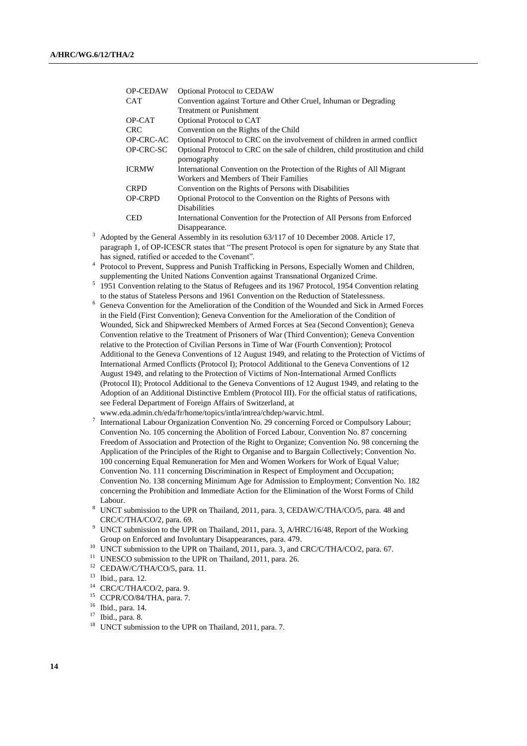| | |
|---|---|
| OP-CEDAW | Optional Protocol to CEDAW |
| CAT | Convention against Torture and Other Cruel, Inhuman or Degrading Treatment or Punishment |
| OP-CAT | Optional Protocol to CAT |
| CRC | Convention on the Rights of the Child |
| OP-CRC-AC | Optional Protocol to CRC on the involvement of children in armed conflict |
| OP-CRC-SC | Optional Protocol to CRC on the sale of children, child prostitution and child pornography |
| ICRMW | International Convention on the Protection of the Rights of All Migrant Workers and Members of Their Families |
| CRPD | Convention on the Rights of Persons with Disabilities |
| OP-CRPD | Optional Protocol to the Convention on the Rights of Persons with Disabilities |
| CED | International Convention for the Protection of All Persons from Enforced Disappearance. |

[3] Adopted by the General Assembly in its resolution 63/117 of 10 December 2008. Article 17, paragraph 1, of OP-ICESCR states that "The present Protocol is open for signature by any State that has signed, ratified or acceded to the Covenant".

[4] Protocol to Prevent, Suppress and Punish Trafficking in Persons, Especially Women and Children, supplementing the United Nations Convention against Transnational Organized Crime.

[5] 1951 Convention relating to the Status of Refugees and its 1967 Protocol, 1954 Convention relating to the status of Stateless Persons and 1961 Convention on the Reduction of Statelessness.

[6] Geneva Convention for the Amelioration of the Condition of the Wounded and Sick in Armed Forces in the Field (First Convention); Geneva Convention for the Amelioration of the Condition of Wounded, Sick and Shipwrecked Members of Armed Forces at Sea (Second Convention); Geneva Convention relative to the Treatment of Prisoners of War (Third Convention); Geneva Convention relative to the Protection of Civilian Persons in Time of War (Fourth Convention); Protocol Additional to the Geneva Conventions of 12 August 1949, and relating to the Protection of Victims of International Armed Conflicts (Protocol I); Protocol Additional to the Geneva Conventions of 12 August 1949, and relating to the Protection of Victims of Non-International Armed Conflicts (Protocol II); Protocol Additional to the Geneva Conventions of 12 August 1949, and relating to the Adoption of an Additional Distinctive Emblem (Protocol III). For the official status of ratifications, see Federal Department of Foreign Affairs of Switzerland, at www.eda.admin.ch/eda/fr/home/topics/intla/intrea/chdep/warvic.html.

[7] International Labour Organization Convention No. 29 concerning Forced or Compulsory Labour; Convention No. 105 concerning the Abolition of Forced Labour, Convention No. 87 concerning Freedom of Association and Protection of the Right to Organize; Convention No. 98 concerning the Application of the Principles of the Right to Organise and to Bargain Collectively; Convention No. 100 concerning Equal Remuneration for Men and Women Workers for Work of Equal Value; Convention No. 111 concerning Discrimination in Respect of Employment and Occupation; Convention No. 138 concerning Minimum Age for Admission to Employment; Convention No. 182 concerning the Prohibition and Immediate Action for the Elimination of the Worst Forms of Child Labour.

[8] UNCT submission to the UPR on Thailand, 2011, para. 3, CEDAW/C/THA/CO/5, para. 48 and CRC/C/THA/CO/2, para. 69.

[9] UNCT submission to the UPR on Thailand, 2011, para. 3, A/HRC/16/48, Report of the Working Group on Enforced and Involuntary Disappearances, para. 479.

[10] UNCT submission to the UPR on Thailand, 2011, para. 3, and CRC/C/THA/CO/2, para. 67.

[11] UNESCO submission to the UPR on Thailand, 2011, para. 26.

[12] CEDAW/C/THA/CO/5, para. 11.

[13] Ibid., para. 12.

[14] CRC/C/THA/CO/2, para. 9.

[15] CCPR/CO/84/THA, para. 7.

[16] Ibid., para. 14.

[17] Ibid., para. 8.

[18] UNCT submission to the UPR on Thailand, 2011, para. 7.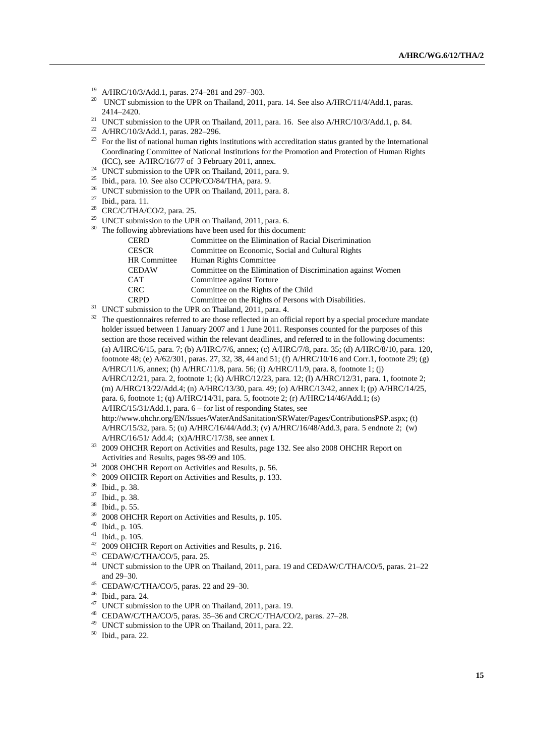[19] A/HRC/10/3/Add.1, paras. 274–281 and 297–303.

[20] UNCT submission to the UPR on Thailand, 2011, para. 14. See also A/HRC/11/4/Add.1, paras. 2414–2420.

[21] UNCT submission to the UPR on Thailand, 2011, para. 16. See also A/HRC/10/3/Add.1, p. 84.

[22] A/HRC/10/3/Add.1, paras. 282–296.

[23] For the list of national human rights institutions with accreditation status granted by the International Coordinating Committee of National Institutions for the Promotion and Protection of Human Rights (ICC), see A/HRC/16/77 of 3 February 2011, annex.

[24] UNCT submission to the UPR on Thailand, 2011, para. 9.

[25] Ibid., para. 10. See also CCPR/CO/84/THA, para. 9.

[26] UNCT submission to the UPR on Thailand, 2011, para. 8.

[27] Ibid., para. 11.

[28] CRC/C/THA/CO/2, para. 25.

[29] UNCT submission to the UPR on Thailand, 2011, para. 6.

[30] The following abbreviations have been used for this document:

| | |
|---|---|
| CERD | Committee on the Elimination of Racial Discrimination |
| CESCR | Committee on Economic, Social and Cultural Rights |
| HR Committee | Human Rights Committee |
| CEDAW | Committee on the Elimination of Discrimination against Women |
| CAT | Committee against Torture |
| CRC | Committee on the Rights of the Child |
| CRPD | Committee on the Rights of Persons with Disabilities. |

[31] UNCT submission to the UPR on Thailand, 2011, para. 4.

[32] The questionnaires referred to are those reflected in an official report by a special procedure mandate holder issued between 1 January 2007 and 1 June 2011. Responses counted for the purposes of this section are those received within the relevant deadlines, and referred to in the following documents: (a) A/HRC/6/15, para. 7; (b) A/HRC/7/6, annex; (c) A/HRC/7/8, para. 35; (d) A/HRC/8/10, para. 120, footnote 48; (e) A/62/301, paras. 27, 32, 38, 44 and 51; (f) A/HRC/10/16 and Corr.1, footnote 29; (g) A/HRC/11/6, annex; (h) A/HRC/11/8, para. 56; (i) A/HRC/11/9, para. 8, footnote 1; (j) A/HRC/12/21, para. 2, footnote 1; (k) A/HRC/12/23, para. 12; (l) A/HRC/12/31, para. 1, footnote 2; (m) A/HRC/13/22/Add.4; (n) A/HRC/13/30, para. 49; (o) A/HRC/13/42, annex I; (p) A/HRC/14/25, para. 6, footnote 1; (q) A/HRC/14/31, para. 5, footnote 2; (r) A/HRC/14/46/Add.1; (s) A/HRC/15/31/Add.1, para. 6 – for list of responding States, see http://www.ohchr.org/EN/Issues/WaterAndSanitation/SRWater/Pages/ContributionsPSP.aspx; (t) A/HRC/15/32, para. 5; (u) A/HRC/16/44/Add.3; (v) A/HRC/16/48/Add.3, para. 5 endnote 2; (w) A/HRC/16/51/ Add.4; (x)A/HRC/17/38, see annex I.

[33] 2009 OHCHR Report on Activities and Results, page 132. See also 2008 OHCHR Report on Activities and Results, pages 98-99 and 105.

[34] 2008 OHCHR Report on Activities and Results, p. 56.

[35] 2009 OHCHR Report on Activities and Results, p. 133.

[36] Ibid., p. 38.

[37] Ibid., p. 38.

[38] Ibid., p. 55.

[39] 2008 OHCHR Report on Activities and Results, p. 105.

[40] Ibid., p. 105.

[41] Ibid., p. 105.

[42] 2009 OHCHR Report on Activities and Results, p. 216.

[43] CEDAW/C/THA/CO/5, para. 25.

[44] UNCT submission to the UPR on Thailand, 2011, para. 19 and CEDAW/C/THA/CO/5, paras. 21–22 and 29–30.

[45] CEDAW/C/THA/CO/5, paras. 22 and 29–30.

[46] Ibid., para. 24.

[47] UNCT submission to the UPR on Thailand, 2011, para. 19.

[48] CEDAW/C/THA/CO/5, paras. 35–36 and CRC/C/THA/CO/2, paras. 27–28.

[49] UNCT submission to the UPR on Thailand, 2011, para. 22.

[50] Ibid., para. 22.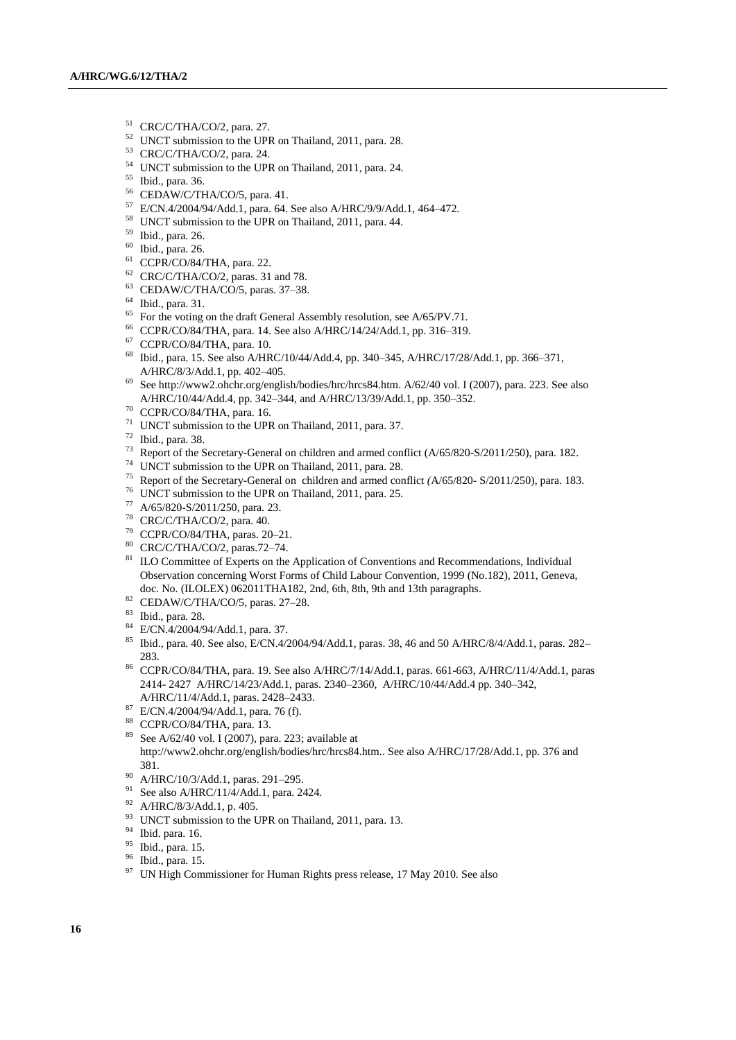[51] CRC/C/THA/CO/2, para. 27.

[52] UNCT submission to the UPR on Thailand, 2011, para. 28.

[53] CRC/C/THA/CO/2, para. 24.

[54] UNCT submission to the UPR on Thailand, 2011, para. 24.

[55] Ibid., para. 36.

[56] CEDAW/C/THA/CO/5, para. 41.

[57] E/CN.4/2004/94/Add.1, para. 64. See also A/HRC/9/9/Add.1, 464–472.

[58] UNCT submission to the UPR on Thailand, 2011, para. 44.

[59] Ibid., para. 26.

[60] Ibid., para. 26.

[61] CCPR/CO/84/THA, para. 22.

[62] CRC/C/THA/CO/2, paras. 31 and 78.

[63] CEDAW/C/THA/CO/5, paras. 37–38.

[64] Ibid., para. 31.

[65] For the voting on the draft General Assembly resolution, see A/65/PV.71.

[66] CCPR/CO/84/THA, para. 14. See also A/HRC/14/24/Add.1, pp. 316–319.

[67] CCPR/CO/84/THA, para. 10.

[68] Ibid., para. 15. See also A/HRC/10/44/Add.4, pp. 340–345, A/HRC/17/28/Add.1, pp. 366–371, A/HRC/8/3/Add.1, pp. 402–405.

[69] See http://www2.ohchr.org/english/bodies/hrc/hrcs84.htm. A/62/40 vol. I (2007), para. 223. See also A/HRC/10/44/Add.4, pp. 342–344, and A/HRC/13/39/Add.1, pp. 350–352.

[70] CCPR/CO/84/THA, para. 16.

[71] UNCT submission to the UPR on Thailand, 2011, para. 37.

[72] Ibid., para. 38.

[73] Report of the Secretary-General on children and armed conflict (A/65/820-S/2011/250), para. 182.

[74] UNCT submission to the UPR on Thailand, 2011, para. 28.

[75] Report of the Secretary-General on children and armed conflict (A/65/820- S/2011/250), para. 183.

[76] UNCT submission to the UPR on Thailand, 2011, para. 25.

[77] A/65/820-S/2011/250, para. 23.

[78] CRC/C/THA/CO/2, para. 40.

[79] CCPR/CO/84/THA, paras. 20–21.

[80] CRC/C/THA/CO/2, paras.72–74.

[81] ILO Committee of Experts on the Application of Conventions and Recommendations, Individual Observation concerning Worst Forms of Child Labour Convention, 1999 (No.182), 2011, Geneva, doc. No. (ILOLEX) 062011THA182, 2nd, 6th, 8th, 9th and 13th paragraphs.

[82] CEDAW/C/THA/CO/5, paras. 27–28.

[83] Ibid., para. 28.

[84] E/CN.4/2004/94/Add.1, para. 37.

[85] Ibid., para. 40. See also, E/CN.4/2004/94/Add.1, paras. 38, 46 and 50 A/HRC/8/4/Add.1, paras. 282–283.

[86] CCPR/CO/84/THA, para. 19. See also A/HRC/7/14/Add.1, paras. 661-663, A/HRC/11/4/Add.1, paras 2414- 2427 A/HRC/14/23/Add.1, paras. 2340–2360, A/HRC/10/44/Add.4 pp. 340–342, A/HRC/11/4/Add.1, paras. 2428–2433.

[87] E/CN.4/2004/94/Add.1, para. 76 (f).

[88] CCPR/CO/84/THA, para. 13.

[89] See A/62/40 vol. I (2007), para. 223; available at http://www2.ohchr.org/english/bodies/hrc/hrcs84.htm.. See also A/HRC/17/28/Add.1, pp. 376 and 381.

[90] A/HRC/10/3/Add.1, paras. 291–295.

[91] See also A/HRC/11/4/Add.1, para. 2424.

[92] A/HRC/8/3/Add.1, p. 405.

[93] UNCT submission to the UPR on Thailand, 2011, para. 13.

[94] Ibid. para. 16.

[95] Ibid., para. 15.

[96] Ibid., para. 15.

[97] UN High Commissioner for Human Rights press release, 17 May 2010. See also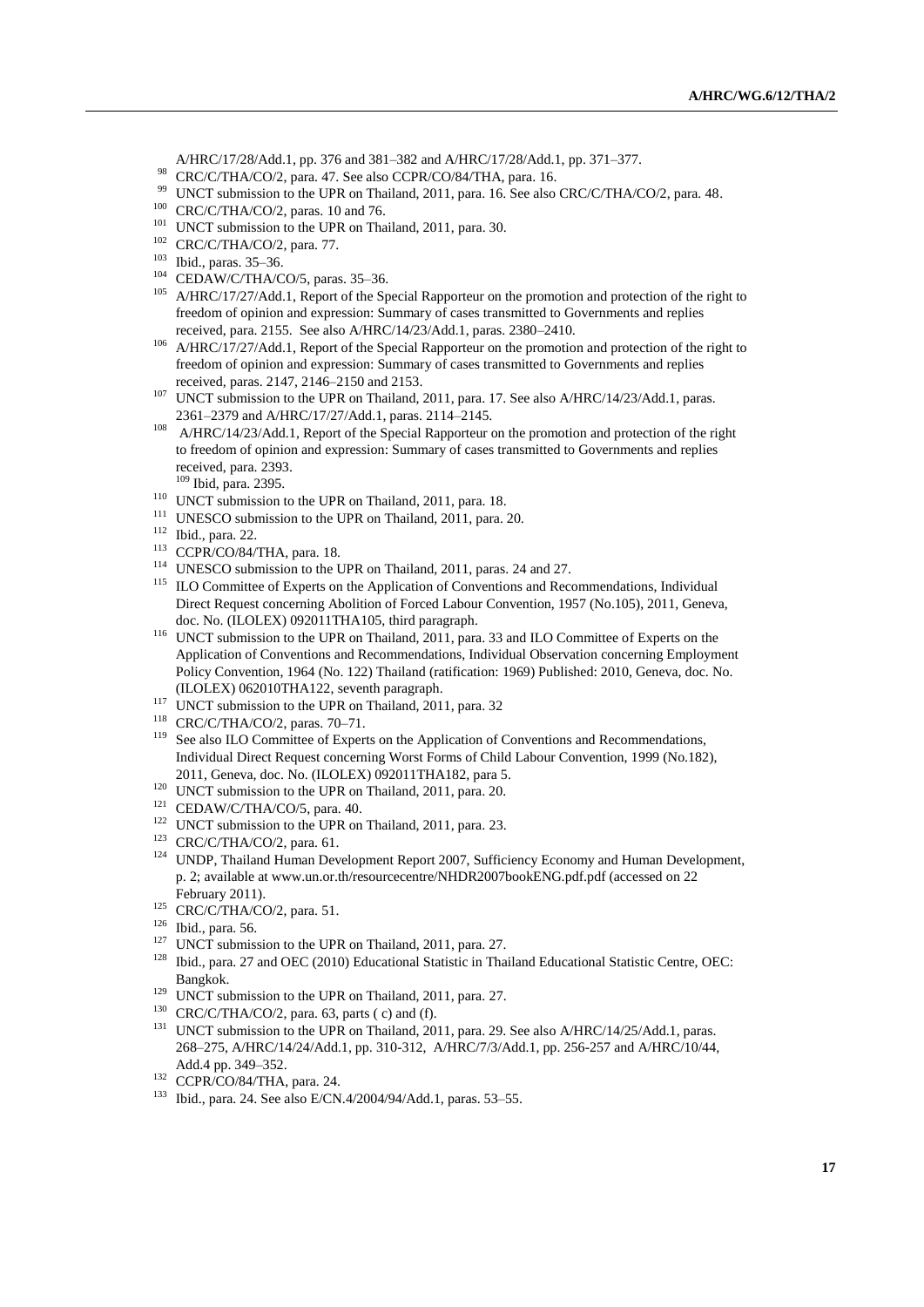A/HRC/17/28/Add.1, pp. 376 and 381–382 and A/HRC/17/28/Add.1, pp. 371–377.

[98] CRC/C/THA/CO/2, para. 47. See also CCPR/CO/84/THA, para. 16.

[99] UNCT submission to the UPR on Thailand, 2011, para. 16. See also CRC/C/THA/CO/2, para. 48.

[100] CRC/C/THA/CO/2, paras. 10 and 76.

[101] UNCT submission to the UPR on Thailand, 2011, para. 30.

[102] CRC/C/THA/CO/2, para. 77.

[103] Ibid., paras. 35–36.

[104] CEDAW/C/THA/CO/5, paras. 35–36.

[105] A/HRC/17/27/Add.1, Report of the Special Rapporteur on the promotion and protection of the right to freedom of opinion and expression: Summary of cases transmitted to Governments and replies received, para. 2155. See also A/HRC/14/23/Add.1, paras. 2380–2410.

[106] A/HRC/17/27/Add.1, Report of the Special Rapporteur on the promotion and protection of the right to freedom of opinion and expression: Summary of cases transmitted to Governments and replies received, paras. 2147, 2146–2150 and 2153.

[107] UNCT submission to the UPR on Thailand, 2011, para. 17. See also A/HRC/14/23/Add.1, paras. 2361–2379 and A/HRC/17/27/Add.1, paras. 2114–2145.

[108] A/HRC/14/23/Add.1, Report of the Special Rapporteur on the promotion and protection of the right to freedom of opinion and expression: Summary of cases transmitted to Governments and replies received, para. 2393.

[109] Ibid, para. 2395.

[110] UNCT submission to the UPR on Thailand, 2011, para. 18.

[111] UNESCO submission to the UPR on Thailand, 2011, para. 20.

[112] Ibid., para. 22.

[113] CCPR/CO/84/THA, para. 18.

[114] UNESCO submission to the UPR on Thailand, 2011, paras. 24 and 27.

[115] ILO Committee of Experts on the Application of Conventions and Recommendations, Individual Direct Request concerning Abolition of Forced Labour Convention, 1957 (No.105), 2011, Geneva, doc. No. (ILOLEX) 092011THA105, third paragraph.

[116] UNCT submission to the UPR on Thailand, 2011, para. 33 and ILO Committee of Experts on the Application of Conventions and Recommendations, Individual Observation concerning Employment Policy Convention, 1964 (No. 122) Thailand (ratification: 1969) Published: 2010, Geneva, doc. No. (ILOLEX) 062010THA122, seventh paragraph.

[117] UNCT submission to the UPR on Thailand, 2011, para. 32

[118] CRC/C/THA/CO/2, paras. 70–71.

[119] See also ILO Committee of Experts on the Application of Conventions and Recommendations, Individual Direct Request concerning Worst Forms of Child Labour Convention, 1999 (No.182), 2011, Geneva, doc. No. (ILOLEX) 092011THA182, para 5.

[120] UNCT submission to the UPR on Thailand, 2011, para. 20.

[121] CEDAW/C/THA/CO/5, para. 40.

[122] UNCT submission to the UPR on Thailand, 2011, para. 23.

[123] CRC/C/THA/CO/2, para. 61.

[124] UNDP, Thailand Human Development Report 2007, Sufficiency Economy and Human Development, p. 2; available at www.un.or.th/resourcecentre/NHDR2007bookENG.pdf.pdf (accessed on 22 February 2011).

[125] CRC/C/THA/CO/2, para. 51.

[126] Ibid., para. 56.

[127] UNCT submission to the UPR on Thailand, 2011, para. 27.

[128] Ibid., para. 27 and OEC (2010) Educational Statistic in Thailand Educational Statistic Centre, OEC: Bangkok.

[129] UNCT submission to the UPR on Thailand, 2011, para. 27.

[130] CRC/C/THA/CO/2, para. 63, parts ( c) and (f).

[131] UNCT submission to the UPR on Thailand, 2011, para. 29. See also A/HRC/14/25/Add.1, paras. 268–275, A/HRC/14/24/Add.1, pp. 310-312, A/HRC/7/3/Add.1, pp. 256-257 and A/HRC/10/44, Add.4 pp. 349–352.

[132] CCPR/CO/84/THA, para. 24.

[133] Ibid., para. 24. See also E/CN.4/2004/94/Add.1, paras. 53–55.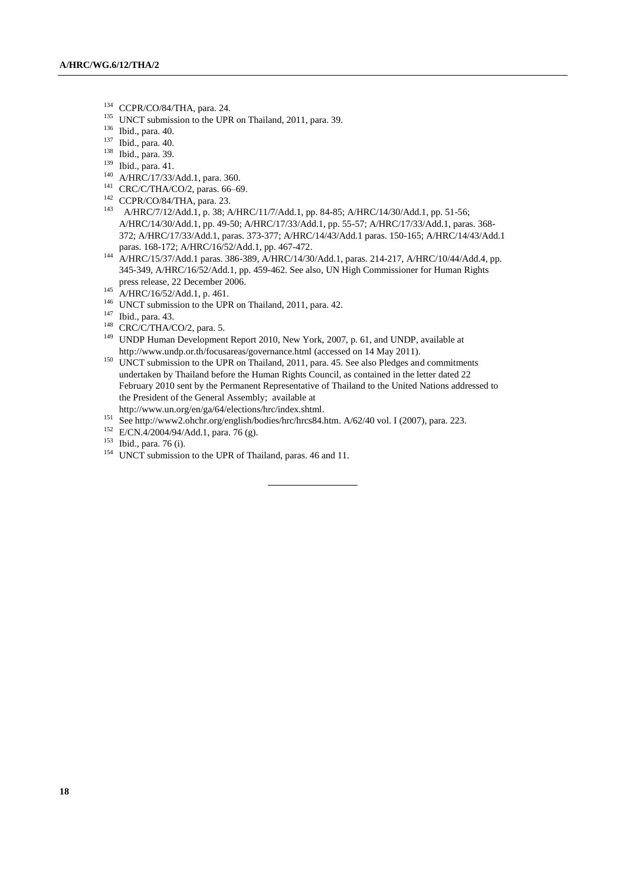[134] CCPR/CO/84/THA, para. 24.

[135] UNCT submission to the UPR on Thailand, 2011, para. 39.

[136] Ibid., para. 40.

[137] Ibid., para. 40.

[138] Ibid., para. 39.

[139] Ibid., para. 41.

[140] A/HRC/17/33/Add.1, para. 360.

[141] CRC/C/THA/CO/2, paras. 66–69.

[142] CCPR/CO/84/THA, para. 23.

[143] A/HRC/7/12/Add.1, p. 38; A/HRC/11/7/Add.1, pp. 84-85; A/HRC/14/30/Add.1, pp. 51-56; A/HRC/14/30/Add.1, pp. 49-50; A/HRC/17/33/Add.1, pp. 55-57; A/HRC/17/33/Add.1, paras. 368-372; A/HRC/17/33/Add.1, paras. 373-377; A/HRC/14/43/Add.1 paras. 150-165; A/HRC/14/43/Add.1 paras. 168-172; A/HRC/16/52/Add.1, pp. 467-472.

[144] A/HRC/15/37/Add.1 paras. 386-389, A/HRC/14/30/Add.1, paras. 214-217, A/HRC/10/44/Add.4, pp. 345-349, A/HRC/16/52/Add.1, pp. 459-462. See also, UN High Commissioner for Human Rights press release, 22 December 2006.

[145] A/HRC/16/52/Add.1, p. 461.

[146] UNCT submission to the UPR on Thailand, 2011, para. 42.

[147] Ibid., para. 43.

[148] CRC/C/THA/CO/2, para. 5.

[149] UNDP Human Development Report 2010, New York, 2007, p. 61, and UNDP, available at http://www.undp.or.th/focusareas/governance.html (accessed on 14 May 2011).

[150] UNCT submission to the UPR on Thailand, 2011, para. 45. See also Pledges and commitments undertaken by Thailand before the Human Rights Council, as contained in the letter dated 22 February 2010 sent by the Permanent Representative of Thailand to the United Nations addressed to the President of the General Assembly; available at http://www.un.org/en/ga/64/elections/hrc/index.shtml.

[151] See http://www2.ohchr.org/english/bodies/hrc/hrcs84.htm. A/62/40 vol. I (2007), para. 223.

[152] E/CN.4/2004/94/Add.1, para. 76 (g).

[153] Ibid., para. 76 (i).

[154] UNCT submission to the UPR of Thailand, paras. 46 and 11.